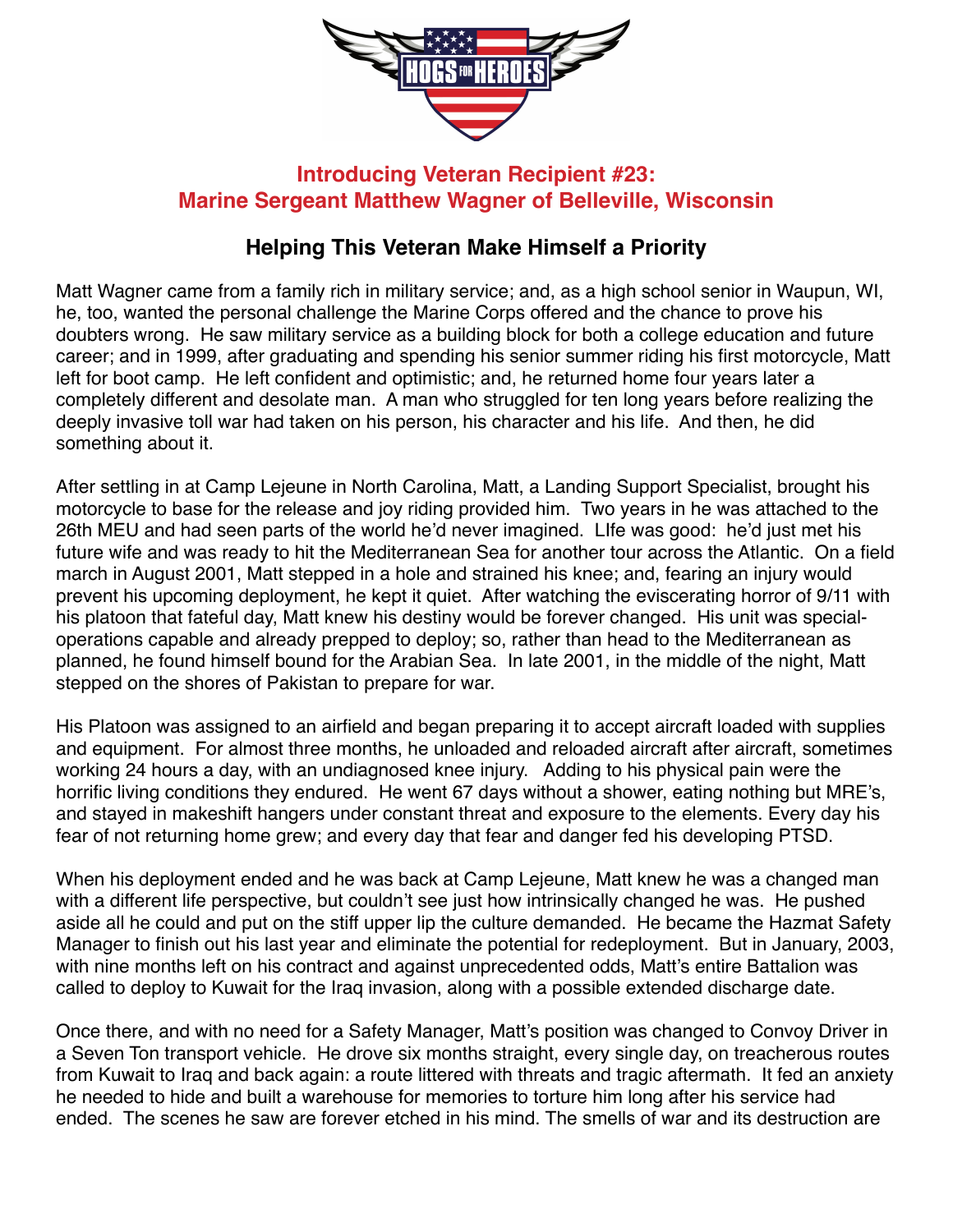## Introducing Veteran Recipient #23:
## Marine Sergeant Matthew Wagner of Belleville, Wisconsin

### Helping This Veteran Make Himself a Priority

Matt Wagner came from a family rich in military service; and, as a high school senior in Waupun, WI, he, too, wanted the personal challenge the Marine Corps offered and the chance to prove his doubters wrong. He saw military service as a building block for both a college education and future career; and in 1999, after graduating and spending his senior summer riding his first motorcycle, Matt left for boot camp. He left confident and optimistic; and, he returned home four years later a completely different and desolate man. A man who struggled for ten long years before realizing the deeply invasive toll war had taken on his person, his character and his life. And then, he did something about it.

After settling in at Camp Lejeune in North Carolina, Matt, a Landing Support Specialist, brought his motorcycle to base for the release and joy riding provided him. Two years in he was attached to the 26th MEU and had seen parts of the world he'd never imagined. LIfe was good: he'd just met his future wife and was ready to hit the Mediterranean Sea for another tour across the Atlantic. On a field march in August 2001, Matt stepped in a hole and strained his knee; and, fearing an injury would prevent his upcoming deployment, he kept it quiet. After watching the eviscerating horror of 9/11 with his platoon that fateful day, Matt knew his destiny would be forever changed. His unit was special-operations capable and already prepped to deploy; so, rather than head to the Mediterranean as planned, he found himself bound for the Arabian Sea. In late 2001, in the middle of the night, Matt stepped on the shores of Pakistan to prepare for war.

His Platoon was assigned to an airfield and began preparing it to accept aircraft loaded with supplies and equipment. For almost three months, he unloaded and reloaded aircraft after aircraft, sometimes working 24 hours a day, with an undiagnosed knee injury. Adding to his physical pain were the horrific living conditions they endured. He went 67 days without a shower, eating nothing but MRE's, and stayed in makeshift hangers under constant threat and exposure to the elements. Every day his fear of not returning home grew; and every day that fear and danger fed his developing PTSD.

When his deployment ended and he was back at Camp Lejeune, Matt knew he was a changed man with a different life perspective, but couldn't see just how intrinsically changed he was. He pushed aside all he could and put on the stiff upper lip the culture demanded. He became the Hazmat Safety Manager to finish out his last year and eliminate the potential for redeployment. But in January, 2003, with nine months left on his contract and against unprecedented odds, Matt's entire Battalion was called to deploy to Kuwait for the Iraq invasion, along with a possible extended discharge date.

Once there, and with no need for a Safety Manager, Matt's position was changed to Convoy Driver in a Seven Ton transport vehicle. He drove six months straight, every single day, on treacherous routes from Kuwait to Iraq and back again: a route littered with threats and tragic aftermath. It fed an anxiety he needed to hide and built a warehouse for memories to torture him long after his service had ended. The scenes he saw are forever etched in his mind. The smells of war and its destruction are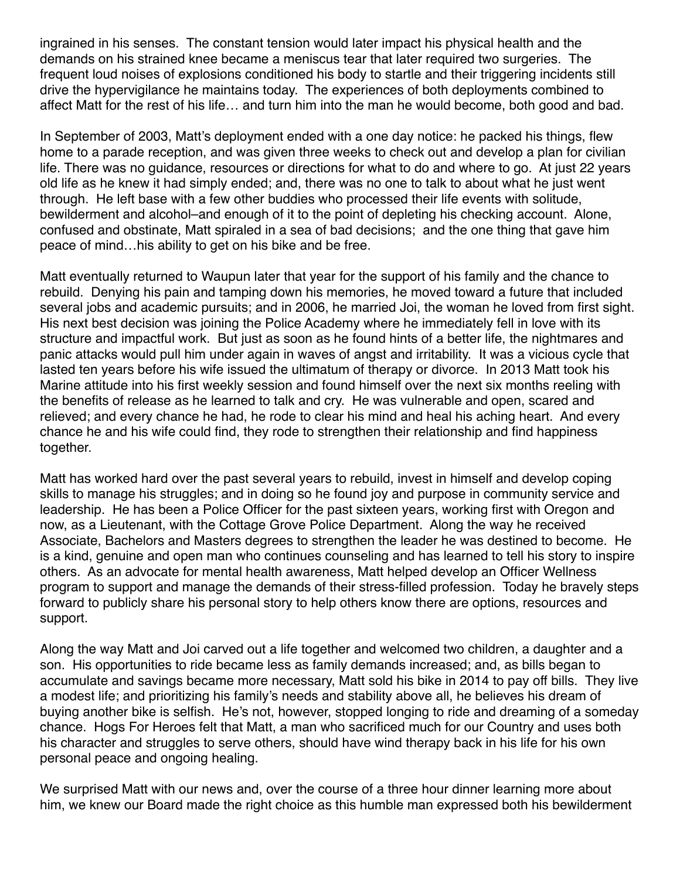ingrained in his senses. The constant tension would later impact his physical health and the demands on his strained knee became a meniscus tear that later required two surgeries. The frequent loud noises of explosions conditioned his body to startle and their triggering incidents still drive the hypervigilance he maintains today. The experiences of both deployments combined to affect Matt for the rest of his life… and turn him into the man he would become, both good and bad.

In September of 2003, Matt's deployment ended with a one day notice: he packed his things, flew home to a parade reception, and was given three weeks to check out and develop a plan for civilian life. There was no guidance, resources or directions for what to do and where to go. At just 22 years old life as he knew it had simply ended; and, there was no one to talk to about what he just went through. He left base with a few other buddies who processed their life events with solitude, bewilderment and alcohol–and enough of it to the point of depleting his checking account. Alone, confused and obstinate, Matt spiraled in a sea of bad decisions; and the one thing that gave him peace of mind…his ability to get on his bike and be free.

Matt eventually returned to Waupun later that year for the support of his family and the chance to rebuild. Denying his pain and tamping down his memories, he moved toward a future that included several jobs and academic pursuits; and in 2006, he married Joi, the woman he loved from first sight. His next best decision was joining the Police Academy where he immediately fell in love with its structure and impactful work. But just as soon as he found hints of a better life, the nightmares and panic attacks would pull him under again in waves of angst and irritability. It was a vicious cycle that lasted ten years before his wife issued the ultimatum of therapy or divorce. In 2013 Matt took his Marine attitude into his first weekly session and found himself over the next six months reeling with the benefits of release as he learned to talk and cry. He was vulnerable and open, scared and relieved; and every chance he had, he rode to clear his mind and heal his aching heart. And every chance he and his wife could find, they rode to strengthen their relationship and find happiness together.

Matt has worked hard over the past several years to rebuild, invest in himself and develop coping skills to manage his struggles; and in doing so he found joy and purpose in community service and leadership. He has been a Police Officer for the past sixteen years, working first with Oregon and now, as a Lieutenant, with the Cottage Grove Police Department. Along the way he received Associate, Bachelors and Masters degrees to strengthen the leader he was destined to become. He is a kind, genuine and open man who continues counseling and has learned to tell his story to inspire others. As an advocate for mental health awareness, Matt helped develop an Officer Wellness program to support and manage the demands of their stress-filled profession. Today he bravely steps forward to publicly share his personal story to help others know there are options, resources and support.

Along the way Matt and Joi carved out a life together and welcomed two children, a daughter and a son. His opportunities to ride became less as family demands increased; and, as bills began to accumulate and savings became more necessary, Matt sold his bike in 2014 to pay off bills. They live a modest life; and prioritizing his family's needs and stability above all, he believes his dream of buying another bike is selfish. He's not, however, stopped longing to ride and dreaming of a someday chance. Hogs For Heroes felt that Matt, a man who sacrificed much for our Country and uses both his character and struggles to serve others, should have wind therapy back in his life for his own personal peace and ongoing healing.

We surprised Matt with our news and, over the course of a three hour dinner learning more about him, we knew our Board made the right choice as this humble man expressed both his bewilderment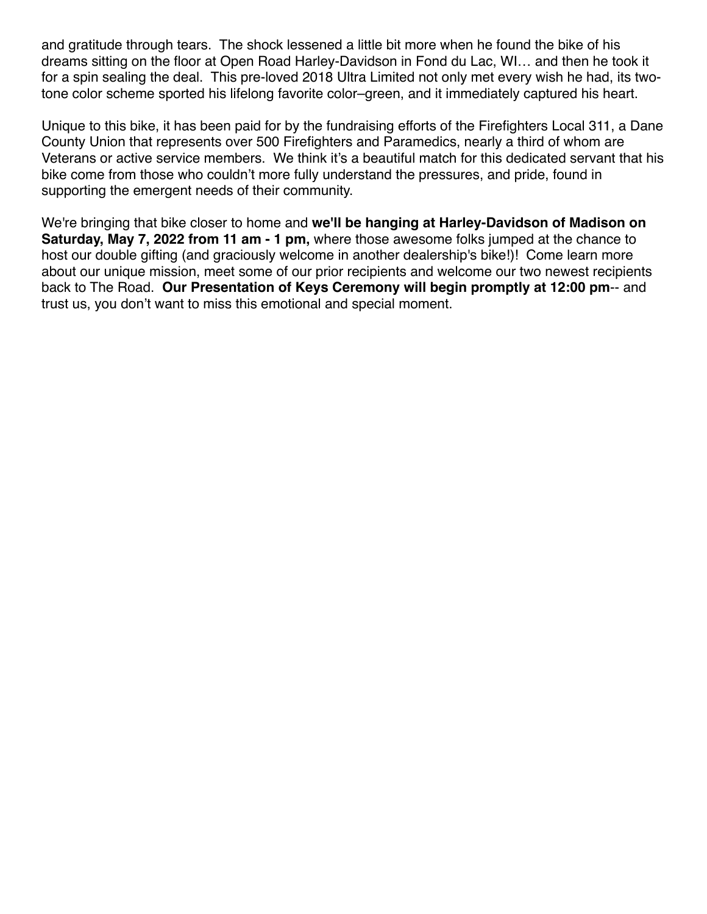and gratitude through tears. The shock lessened a little bit more when he found the bike of his dreams sitting on the floor at Open Road Harley-Davidson in Fond du Lac, WI… and then he took it for a spin sealing the deal. This pre-loved 2018 Ultra Limited not only met every wish he had, its two-tone color scheme sported his lifelong favorite color–green, and it immediately captured his heart.

Unique to this bike, it has been paid for by the fundraising efforts of the Firefighters Local 311, a Dane County Union that represents over 500 Firefighters and Paramedics, nearly a third of whom are Veterans or active service members. We think it's a beautiful match for this dedicated servant that his bike come from those who couldn't more fully understand the pressures, and pride, found in supporting the emergent needs of their community.

We're bringing that bike closer to home and **we'll be hanging at Harley-Davidson of Madison on Saturday, May 7, 2022 from 11 am - 1 pm,** where those awesome folks jumped at the chance to host our double gifting (and graciously welcome in another dealership's bike!)! Come learn more about our unique mission, meet some of our prior recipients and welcome our two newest recipients back to The Road. **Our Presentation of Keys Ceremony will begin promptly at 12:00 pm**-- and trust us, you don't want to miss this emotional and special moment.